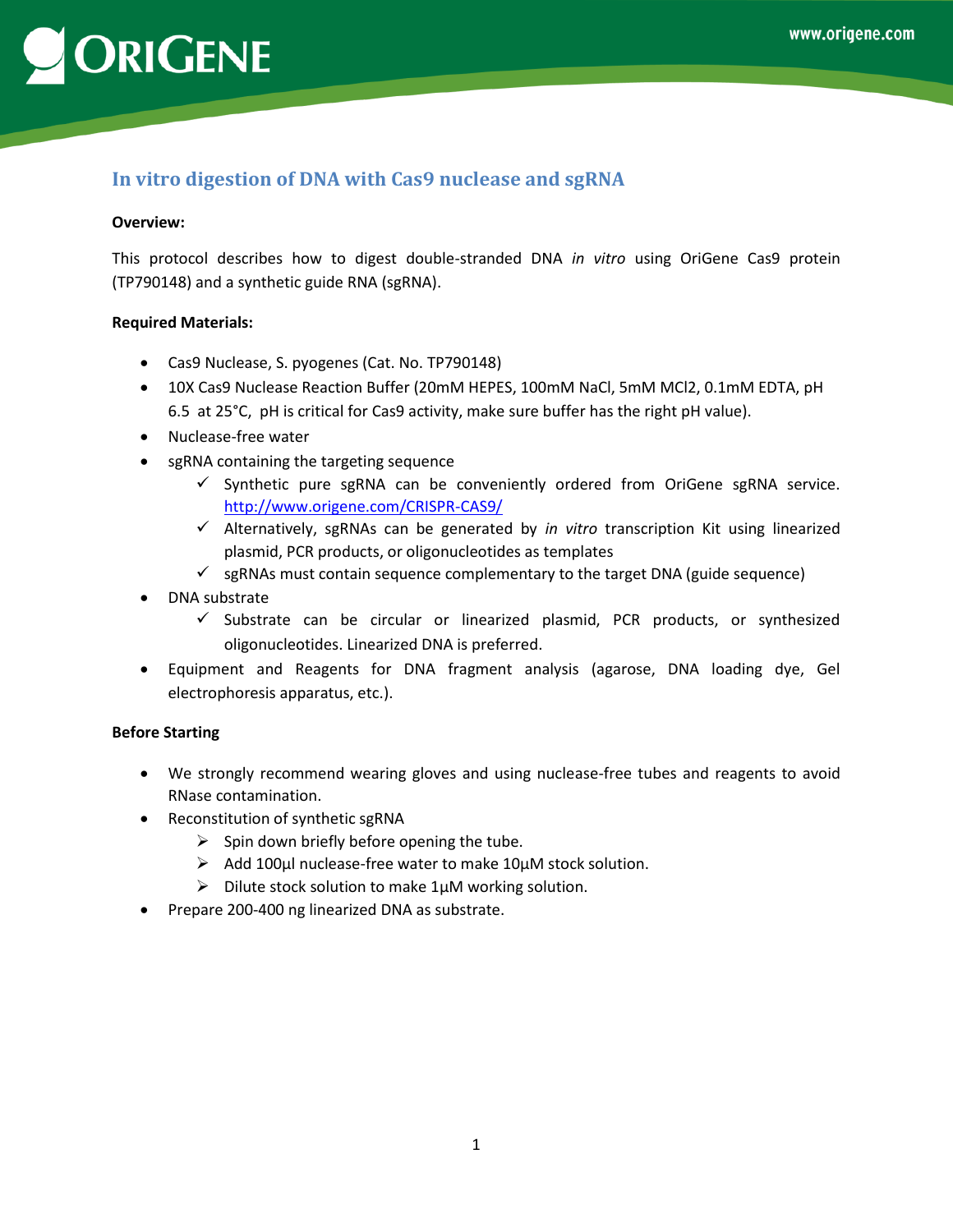# In vitro digestion of DNA with Cas9 nuclease and sgRNA

**Overview:**

This protocol describes how to digest double-stranded DNA *in vitro* using OriGene Cas9 protein (TP790148) and a synthetic guide RNA (sgRNA).

**Required Materials:**

- Cas9 Nuclease, S. pyogenes (Cat. No. TP790148)
- 10X Cas9 Nuclease Reaction Buffer (20mM HEPES, 100mM NaCl, 5mM $MCl_2$, 0.1mM EDTA, pH 6.5 at 25°C, pH is critical for Cas9 activity, make sure buffer has the right pH value).
- Nuclease-free water
- sgRNA containing the targeting sequence
  - ✓ Synthetic pure sgRNA can be conveniently ordered from OriGene sgRNA service. http://www.origene.com/CRISPR-CAS9/
  - ✓ Alternatively, sgRNAs can be generated by *in vitro* transcription Kit using linearized plasmid, PCR products, or oligonucleotides as templates
  - ✓ sgRNAs must contain sequence complementary to the target DNA (guide sequence)
- DNA substrate
  - ✓ Substrate can be circular or linearized plasmid, PCR products, or synthesized oligonucleotides. Linearized DNA is preferred.
- Equipment and Reagents for DNA fragment analysis (agarose, DNA loading dye, Gel electrophoresis apparatus, etc.).

**Before Starting**

- We strongly recommend wearing gloves and using nuclease-free tubes and reagents to avoid RNase contamination.
- Reconstitution of synthetic sgRNA
  - ➢ Spin down briefly before opening the tube.
  - ➢ Add 100µl nuclease-free water to make 10µM stock solution.
  - ➢ Dilute stock solution to make 1µM working solution.
- Prepare 200-400 ng linearized DNA as substrate.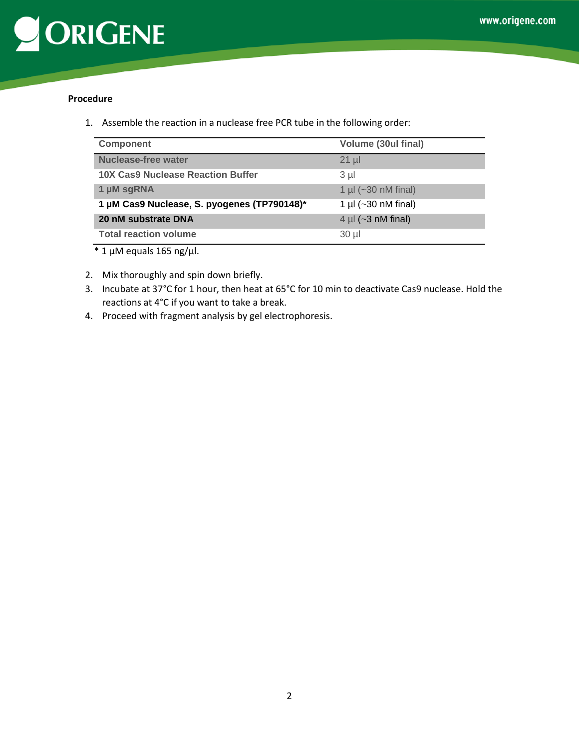**Procedure**

1. Assemble the reaction in a nuclease free PCR tube in the following order:

| Component | Volume (30ul final) |
|---|---|
| Nuclease-free water | 21 µl |
| 10X Cas9 Nuclease Reaction Buffer | 3 µl |
| 1 µM sgRNA | 1 µl (~30 nM final) |
| 1 µM Cas9 Nuclease, S. pyogenes (TP790148)* | 1 µl (~30 nM final) |
| 20 nM substrate DNA | 4 µl (~3 nM final) |
| Total reaction volume | 30 µl |

\* 1 µM equals 165 ng/µl.

2. Mix thoroughly and spin down briefly.
3. Incubate at 37°C for 1 hour, then heat at 65°C for 10 min to deactivate Cas9 nuclease. Hold the reactions at 4°C if you want to take a break.
4. Proceed with fragment analysis by gel electrophoresis.